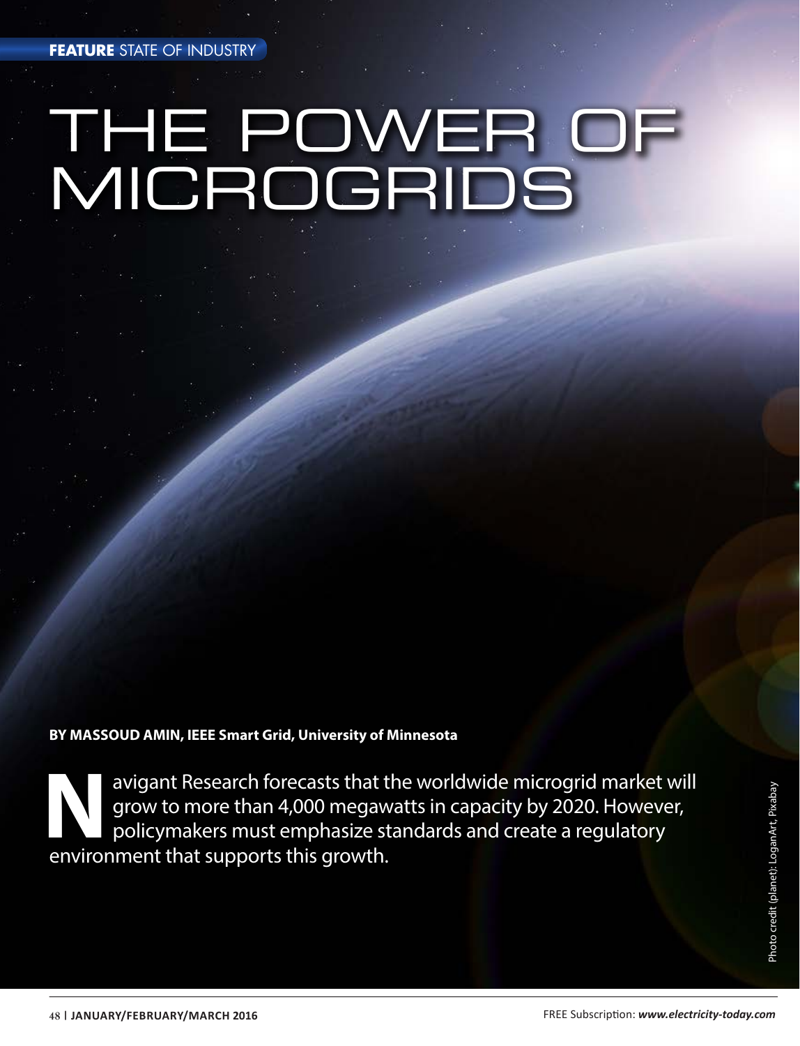**FEATURE** STATE OF INDUSTRY

# THE POWER OF MICROGRIDS

**BY MASSOUD AMIN, IEEE Smart Grid, University of Minnesota**

Navigant Research forecasts that the worldwide microgrid market will grow to more than 4,000 megawatts in capacity by 2020. However, policymakers must emphasize standards and create a regulatory environment that supports this growth.

Photo credit (planet): LoganArt, Pixabay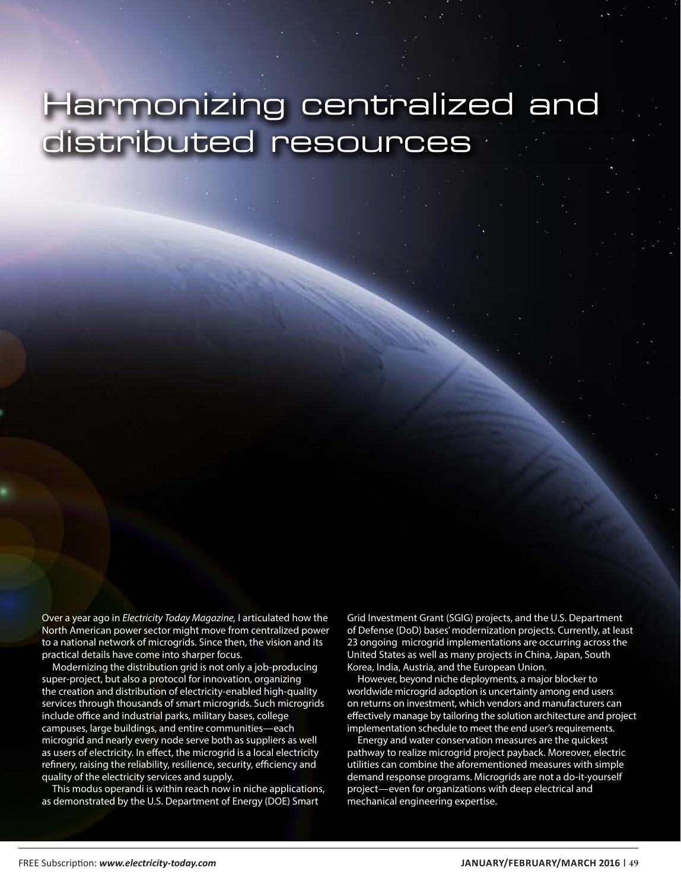# Harmonizing centralized and distributed resources

Over a year ago in *Electricity Today Magazine,* I articulated how the North American power sector might move from centralized power to a national network of microgrids. Since then, the vision and its practical details have come into sharper focus.

Modernizing the distribution grid is not only a job-producing super-project, but also a protocol for innovation, organizing the creation and distribution of electricity-enabled high-quality services through thousands of smart microgrids. Such microgrids include office and industrial parks, military bases, college campuses, large buildings, and entire communities—each microgrid and nearly every node serve both as suppliers as well as users of electricity. In effect, the microgrid is a local electricity refinery, raising the reliability, resilience, security, efficiency and quality of the electricity services and supply.

This modus operandi is within reach now in niche applications, as demonstrated by the U.S. Department of Energy (DOE) Smart Grid Investment Grant (SGIG) projects, and the U.S. Department of Defense (DoD) bases' modernization projects. Currently, at least 23 ongoing microgrid implementations are occurring across the United States as well as many projects in China, Japan, South Korea, India, Austria, and the European Union.

However, beyond niche deployments, a major blocker to worldwide microgrid adoption is uncertainty among end users on returns on investment, which vendors and manufacturers can effectively manage by tailoring the solution architecture and project implementation schedule to meet the end user's requirements.

Energy and water conservation measures are the quickest pathway to realize microgrid project payback. Moreover, electric utilities can combine the aforementioned measures with simple demand response programs. Microgrids are not a do-it-yourself project—even for organizations with deep electrical and mechanical engineering expertise.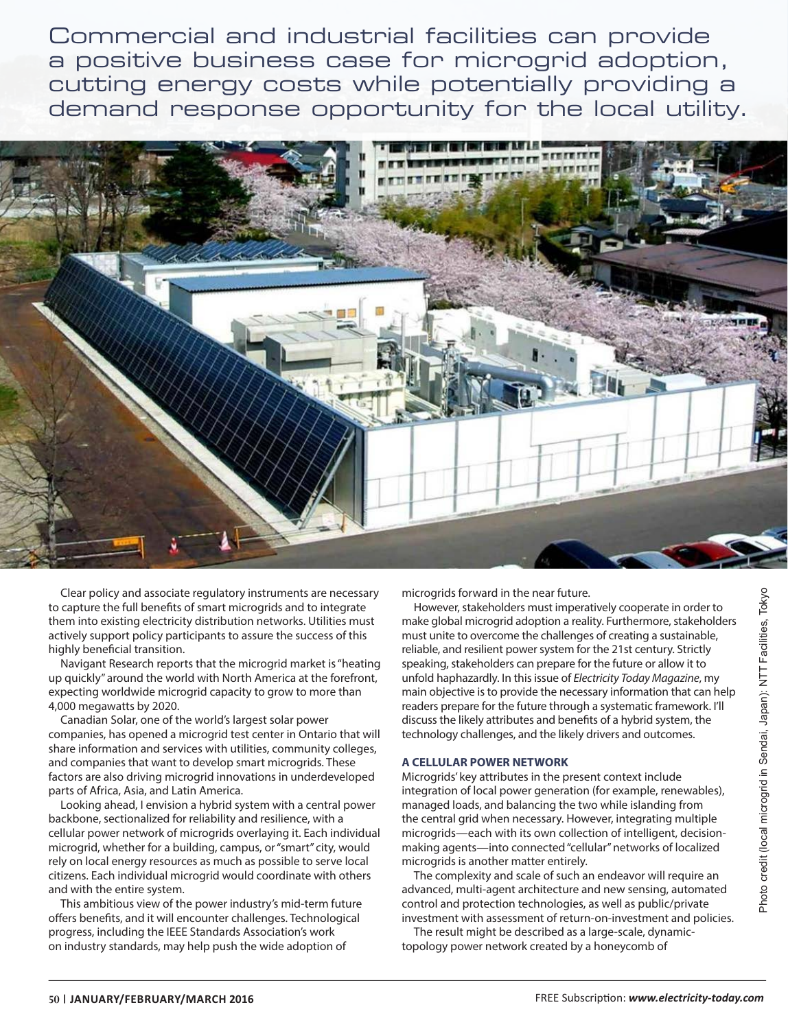Commercial and industrial facilities can provide a positive business case for microgrid adoption, cutting energy costs while potentially providing a demand response opportunity for the local utility.

Photo credit (local microgrid in Sendai, Japan): NTT Facilities, Tokyo

Clear policy and associate regulatory instruments are necessary to capture the full benefits of smart microgrids and to integrate them into existing electricity distribution networks. Utilities must actively support policy participants to assure the success of this highly beneficial transition.

Navigant Research reports that the microgrid market is "heating up quickly" around the world with North America at the forefront, expecting worldwide microgrid capacity to grow to more than 4,000 megawatts by 2020.

Canadian Solar, one of the world's largest solar power companies, has opened a microgrid test center in Ontario that will share information and services with utilities, community colleges, and companies that want to develop smart microgrids. These factors are also driving microgrid innovations in underdeveloped parts of Africa, Asia, and Latin America.

Looking ahead, I envision a hybrid system with a central power backbone, sectionalized for reliability and resilience, with a cellular power network of microgrids overlaying it. Each individual microgrid, whether for a building, campus, or "smart" city, would rely on local energy resources as much as possible to serve local citizens. Each individual microgrid would coordinate with others and with the entire system.

This ambitious view of the power industry's mid-term future offers benefits, and it will encounter challenges. Technological progress, including the IEEE Standards Association's work on industry standards, may help push the wide adoption of microgrids forward in the near future.

However, stakeholders must imperatively cooperate in order to make global microgrid adoption a reality. Furthermore, stakeholders must unite to overcome the challenges of creating a sustainable, reliable, and resilient power system for the 21st century. Strictly speaking, stakeholders can prepare for the future or allow it to unfold haphazardly. In this issue of *Electricity Today Magazine*, my main objective is to provide the necessary information that can help readers prepare for the future through a systematic framework. I'll discuss the likely attributes and benefits of a hybrid system, the technology challenges, and the likely drivers and outcomes.

## A CELLULAR POWER NETWORK

Microgrids' key attributes in the present context include integration of local power generation (for example, renewables), managed loads, and balancing the two while islanding from the central grid when necessary. However, integrating multiple microgrids—each with its own collection of intelligent, decision-making agents—into connected "cellular" networks of localized microgrids is another matter entirely.

The complexity and scale of such an endeavor will require an advanced, multi-agent architecture and new sensing, automated control and protection technologies, as well as public/private investment with assessment of return-on-investment and policies.

The result might be described as a large-scale, dynamic-topology power network created by a honeycomb of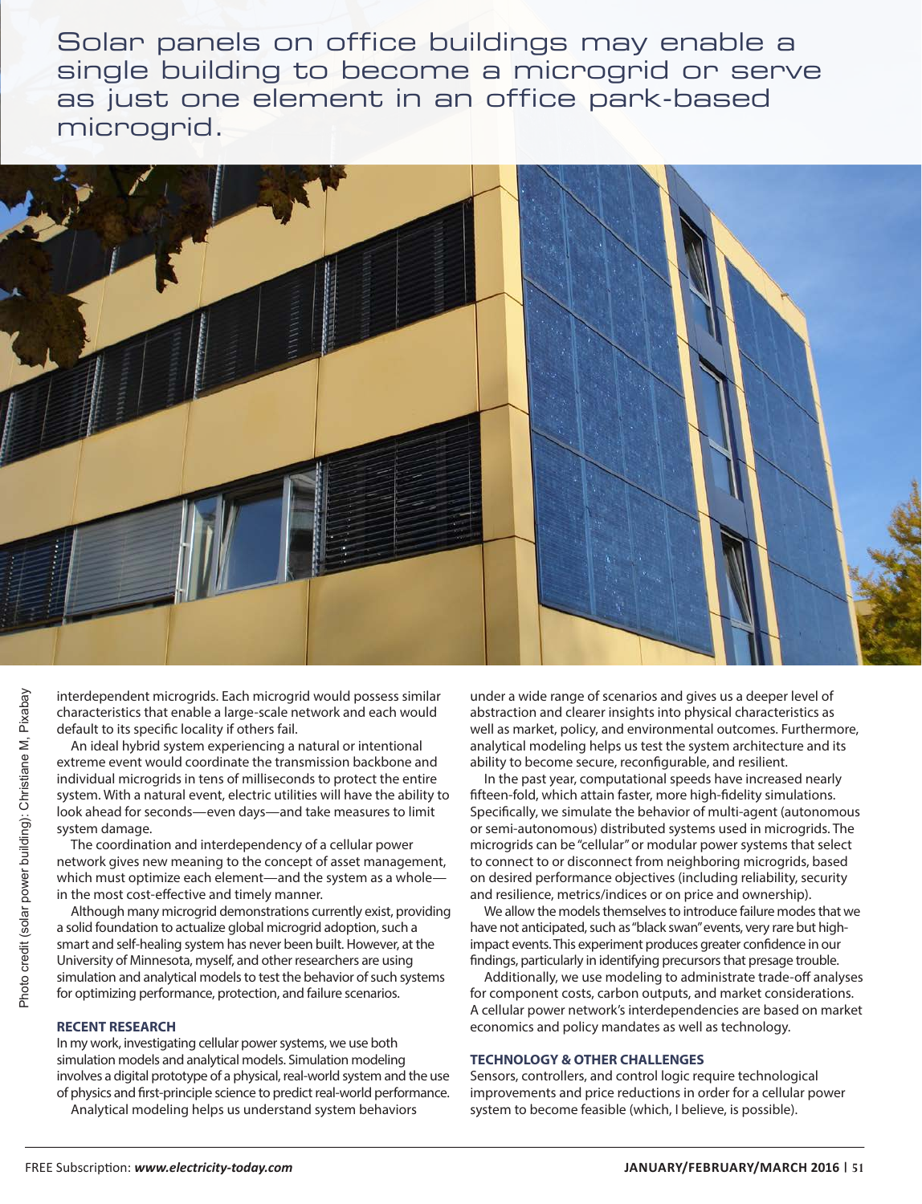Solar panels on office buildings may enable a single building to become a microgrid or serve as just one element in an office park-based microgrid.

Photo credit (solar power building): Christiane M, Pixabay

interdependent microgrids. Each microgrid would possess similar characteristics that enable a large-scale network and each would default to its specific locality if others fail.

An ideal hybrid system experiencing a natural or intentional extreme event would coordinate the transmission backbone and individual microgrids in tens of milliseconds to protect the entire system. With a natural event, electric utilities will have the ability to look ahead for seconds—even days—and take measures to limit system damage.

The coordination and interdependency of a cellular power network gives new meaning to the concept of asset management, which must optimize each element—and the system as a whole—in the most cost-effective and timely manner.

Although many microgrid demonstrations currently exist, providing a solid foundation to actualize global microgrid adoption, such a smart and self-healing system has never been built. However, at the University of Minnesota, myself, and other researchers are using simulation and analytical models to test the behavior of such systems for optimizing performance, protection, and failure scenarios.

**RECENT RESEARCH**

In my work, investigating cellular power systems, we use both simulation models and analytical models. Simulation modeling involves a digital prototype of a physical, real-world system and the use of physics and first-principle science to predict real-world performance.

Analytical modeling helps us understand system behaviors under a wide range of scenarios and gives us a deeper level of abstraction and clearer insights into physical characteristics as well as market, policy, and environmental outcomes. Furthermore, analytical modeling helps us test the system architecture and its ability to become secure, reconfigurable, and resilient.

In the past year, computational speeds have increased nearly fifteen-fold, which attain faster, more high-fidelity simulations. Specifically, we simulate the behavior of multi-agent (autonomous or semi-autonomous) distributed systems used in microgrids. The microgrids can be "cellular" or modular power systems that select to connect to or disconnect from neighboring microgrids, based on desired performance objectives (including reliability, security and resilience, metrics/indices or on price and ownership).

We allow the models themselves to introduce failure modes that we have not anticipated, such as "black swan" events, very rare but high-impact events. This experiment produces greater confidence in our findings, particularly in identifying precursors that presage trouble.

Additionally, we use modeling to administrate trade-off analyses for component costs, carbon outputs, and market considerations. A cellular power network's interdependencies are based on market economics and policy mandates as well as technology.

**TECHNOLOGY & OTHER CHALLENGES**

Sensors, controllers, and control logic require technological improvements and price reductions in order for a cellular power system to become feasible (which, I believe, is possible).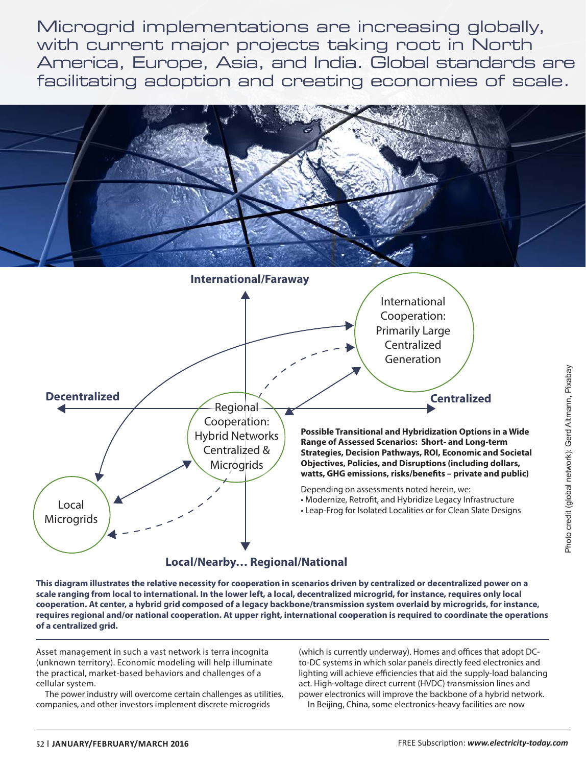Microgrid implementations are increasing globally, with current major projects taking root in North America, Europe, Asia, and India. Global standards are facilitating adoption and creating economies of scale.

**International/Faraway**

International Cooperation: Primarily Large Centralized Generation

**Decentralized**

**Centralized**

Regional Cooperation: Hybrid Networks Centralized & Microgrids

Local Microgrids

**Possible Transitional and Hybridization Options in a Wide Range of Assessed Scenarios: Short- and Long-term Strategies, Decision Pathways, ROI, Economic and Societal Objectives, Policies, and Disruptions (including dollars, watts, GHG emissions, risks/benefits – private and public)**

Depending on assessments noted herein, we:

- Modernize, Retrofit, and Hybridize Legacy Infrastructure
- Leap-Frog for Isolated Localities or for Clean Slate Designs

**Local/Nearby… Regional/National**

**This diagram illustrates the relative necessity for cooperation in scenarios driven by centralized or decentralized power on a scale ranging from local to international. In the lower left, a local, decentralized microgrid, for instance, requires only local cooperation. At center, a hybrid grid composed of a legacy backbone/transmission system overlaid by microgrids, for instance, requires regional and/or national cooperation. At upper right, international cooperation is required to coordinate the operations of a centralized grid.**

Photo credit (global network): Gerd Altmann, Pixabay

Asset management in such a vast network is terra incognita (unknown territory). Economic modeling will help illuminate the practical, market-based behaviors and challenges of a cellular system.

The power industry will overcome certain challenges as utilities, companies, and other investors implement discrete microgrids (which is currently underway). Homes and offices that adopt DC-to-DC systems in which solar panels directly feed electronics and lighting will achieve efficiencies that aid the supply-load balancing act. High-voltage direct current (HVDC) transmission lines and power electronics will improve the backbone of a hybrid network.

In Beijing, China, some electronics-heavy facilities are now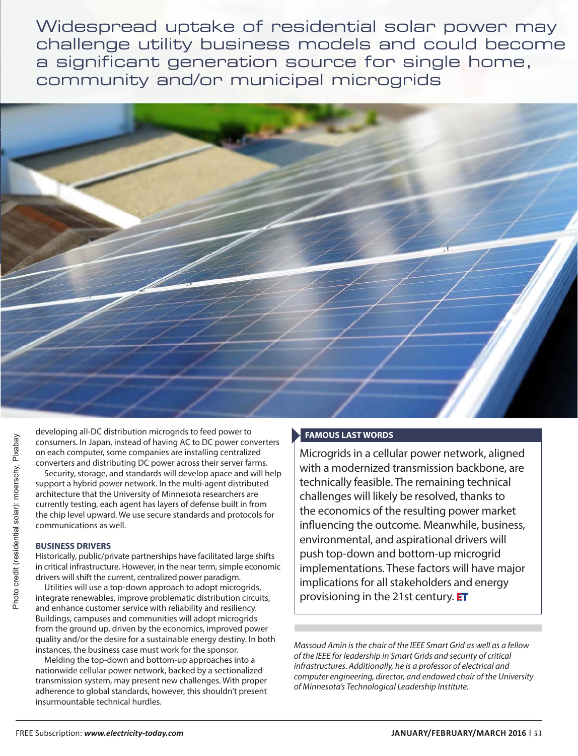Widespread uptake of residential solar power may challenge utility business models and could become a significant generation source for single home, community and/or municipal microgrids

Photo credit (residential solar): moerschy, Pixabay

developing all-DC distribution microgrids to feed power to consumers. In Japan, instead of having AC to DC power converters on each computer, some companies are installing centralized converters and distributing DC power across their server farms.

Security, storage, and standards will develop apace and will help support a hybrid power network. In the multi-agent distributed architecture that the University of Minnesota researchers are currently testing, each agent has layers of defense built in from the chip level upward. We use secure standards and protocols for communications as well.

### BUSINESS DRIVERS

Historically, public/private partnerships have facilitated large shifts in critical infrastructure. However, in the near term, simple economic drivers will shift the current, centralized power paradigm.

Utilities will use a top-down approach to adopt microgrids, integrate renewables, improve problematic distribution circuits, and enhance customer service with reliability and resiliency. Buildings, campuses and communities will adopt microgrids from the ground up, driven by the economics, improved power quality and/or the desire for a sustainable energy destiny. In both instances, the business case must work for the sponsor.

Melding the top-down and bottom-up approaches into a nationwide cellular power network, backed by a sectionalized transmission system, may present new challenges. With proper adherence to global standards, however, this shouldn't present insurmountable technical hurdles.

### FAMOUS LAST WORDS

Microgrids in a cellular power network, aligned with a modernized transmission backbone, are technically feasible. The remaining technical challenges will likely be resolved, thanks to the economics of the resulting power market influencing the outcome. Meanwhile, business, environmental, and aspirational drivers will push top-down and bottom-up microgrid implementations. These factors will have major implications for all stakeholders and energy provisioning in the 21st century. ET

*Massoud Amin is the chair of the IEEE Smart Grid as well as a fellow of the IEEE for leadership in Smart Grids and security of critical infrastructures. Additionally, he is a professor of electrical and computer engineering, director, and endowed chair of the University of Minnesota's Technological Leadership Institute.*